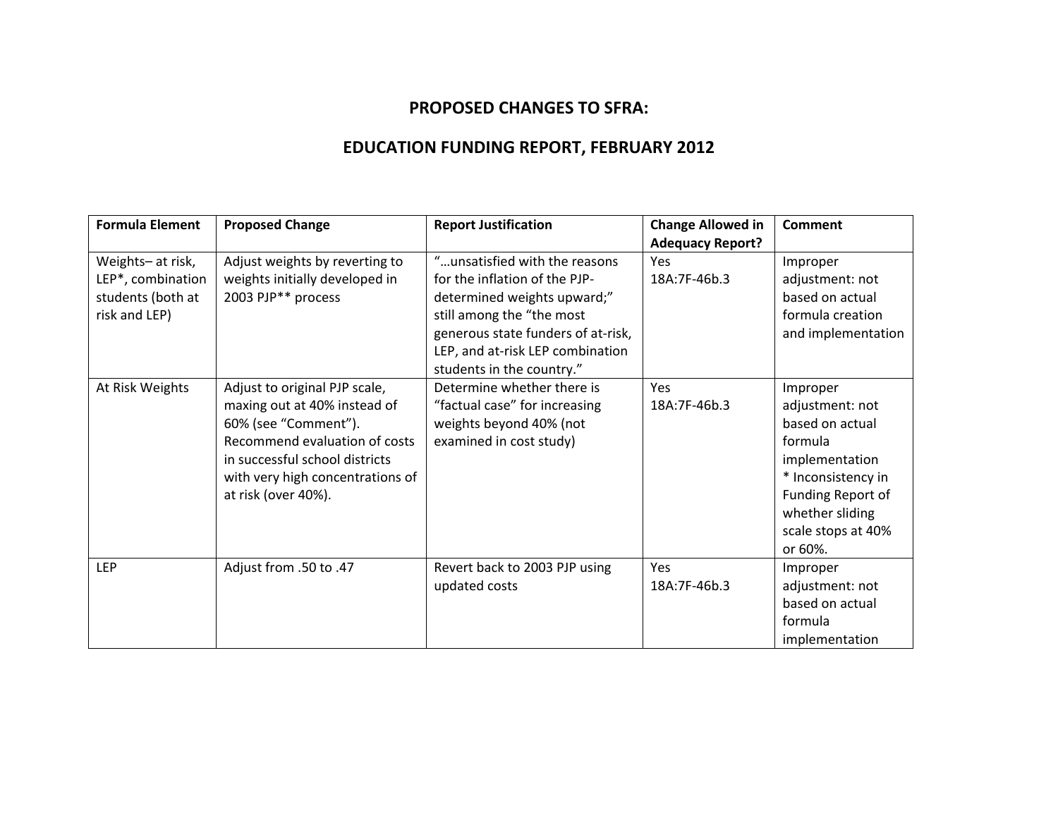# PROPOSED CHANGES TO SFRA:

## EDUCATION FUNDING REPORT, FEBRUARY 2012

| Formula Element | Proposed Change | Report Justification | Change Allowed in Adequacy Report? | Comment |
|---|---|---|---|---|
| Weights– at risk, LEP*, combination students (both at risk and LEP) | Adjust weights by reverting to weights initially developed in 2003 PJP** process | "…unsatisfied with the reasons for the inflation of the PJP-determined weights upward;" still among the "the most generous state funders of at-risk, LEP, and at-risk LEP combination students in the country." | Yes 18A:7F-46b.3 | Improper adjustment: not based on actual formula creation and implementation |
| At Risk Weights | Adjust to original PJP scale, maxing out at 40% instead of 60% (see "Comment"). Recommend evaluation of costs in successful school districts with very high concentrations of at risk (over 40%). | Determine whether there is "factual case" for increasing weights beyond 40% (not examined in cost study) | Yes 18A:7F-46b.3 | Improper adjustment: not based on actual formula implementation * Inconsistency in Funding Report of whether sliding scale stops at 40% or 60%. |
| LEP | Adjust from .50 to .47 | Revert back to 2003 PJP using updated costs | Yes 18A:7F-46b.3 | Improper adjustment: not based on actual formula implementation |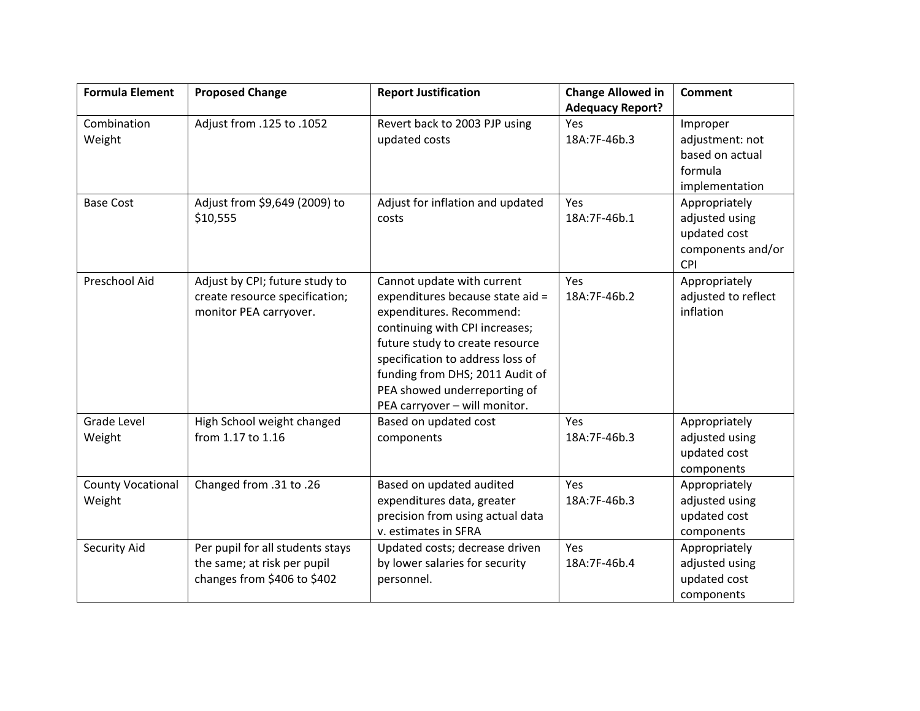| Formula Element | Proposed Change | Report Justification | Change Allowed in Adequacy Report? | Comment |
|---|---|---|---|---|
| Combination Weight | Adjust from .125 to .1052 | Revert back to 2003 PJP using updated costs | Yes 18A:7F-46b.3 | Improper adjustment: not based on actual formula implementation |
| Base Cost | Adjust from $9,649 (2009) to $10,555 | Adjust for inflation and updated costs | Yes 18A:7F-46b.1 | Appropriately adjusted using updated cost components and/or CPI |
| Preschool Aid | Adjust by CPI; future study to create resource specification; monitor PEA carryover. | Cannot update with current expenditures because state aid = expenditures. Recommend: continuing with CPI increases; future study to create resource specification to address loss of funding from DHS; 2011 Audit of PEA showed underreporting of PEA carryover – will monitor. | Yes 18A:7F-46b.2 | Appropriately adjusted to reflect inflation |
| Grade Level Weight | High School weight changed from 1.17 to 1.16 | Based on updated cost components | Yes 18A:7F-46b.3 | Appropriately adjusted using updated cost components |
| County Vocational Weight | Changed from .31 to .26 | Based on updated audited expenditures data, greater precision from using actual data v. estimates in SFRA | Yes 18A:7F-46b.3 | Appropriately adjusted using updated cost components |
| Security Aid | Per pupil for all students stays the same; at risk per pupil changes from $406 to $402 | Updated costs; decrease driven by lower salaries for security personnel. | Yes 18A:7F-46b.4 | Appropriately adjusted using updated cost components |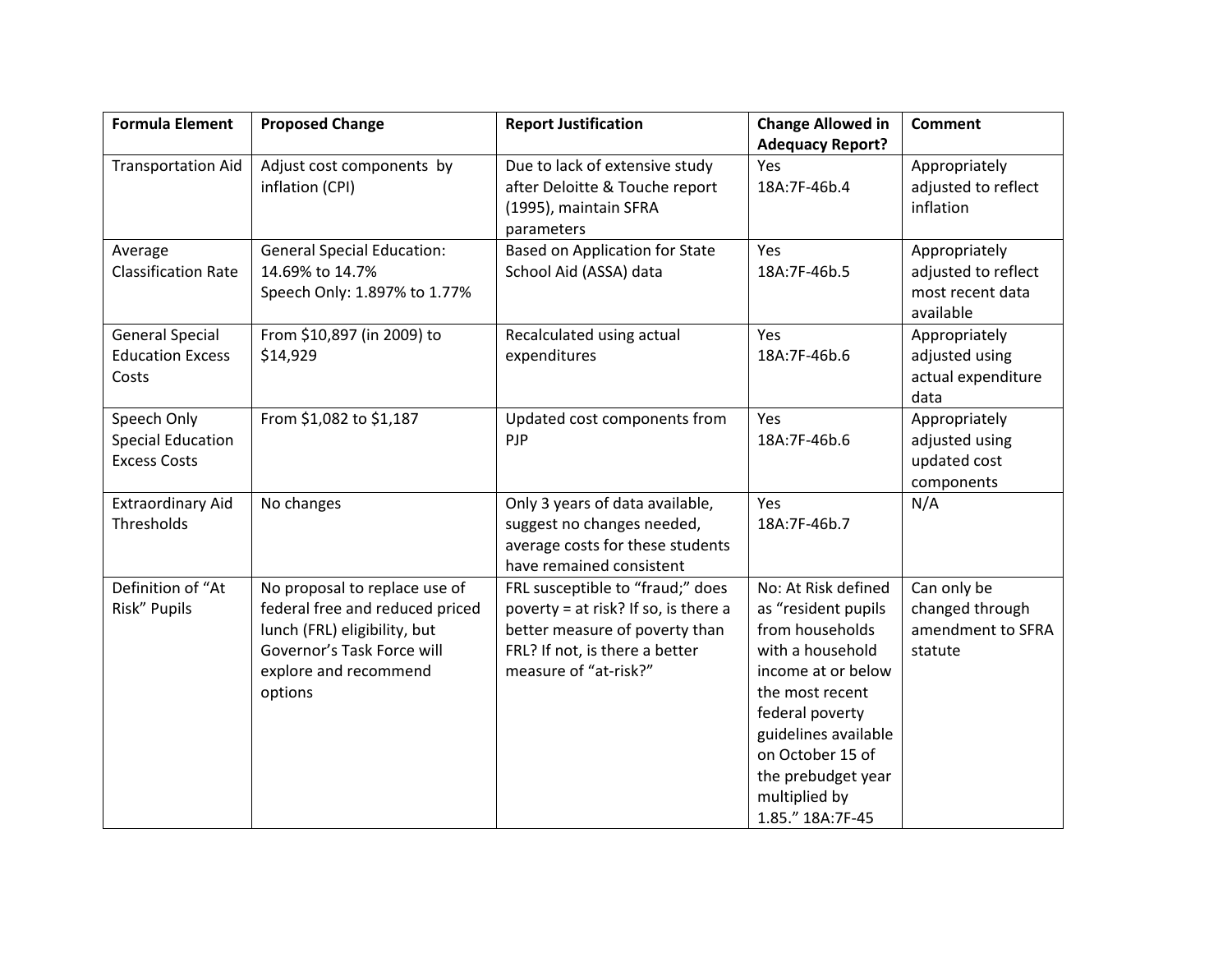| Formula Element | Proposed Change | Report Justification | Change Allowed in Adequacy Report? | Comment |
|---|---|---|---|---|
| Transportation Aid | Adjust cost components by inflation (CPI) | Due to lack of extensive study after Deloitte & Touche report (1995), maintain SFRA parameters | Yes 18A:7F-46b.4 | Appropriately adjusted to reflect inflation |
| Average Classification Rate | General Special Education: 14.69% to 14.7%<br>Speech Only: 1.897% to 1.77% | Based on Application for State School Aid (ASSA) data | Yes 18A:7F-46b.5 | Appropriately adjusted to reflect most recent data available |
| General Special Education Excess Costs | From $10,897 (in 2009) to $14,929 | Recalculated using actual expenditures | Yes 18A:7F-46b.6 | Appropriately adjusted using actual expenditure data |
| Speech Only Special Education Excess Costs | From $1,082 to $1,187 | Updated cost components from PJP | Yes 18A:7F-46b.6 | Appropriately adjusted using updated cost components |
| Extraordinary Aid Thresholds | No changes | Only 3 years of data available, suggest no changes needed, average costs for these students have remained consistent | Yes 18A:7F-46b.7 | N/A |
| Definition of "At Risk" Pupils | No proposal to replace use of federal free and reduced priced lunch (FRL) eligibility, but Governor's Task Force will explore and recommend options | FRL susceptible to "fraud;" does poverty = at risk? If so, is there a better measure of poverty than FRL? If not, is there a better measure of "at-risk?" | No: At Risk defined as "resident pupils from households with a household income at or below the most recent federal poverty guidelines available on October 15 of the prebudget year multiplied by 1.85." 18A:7F-45 | Can only be changed through amendment to SFRA statute |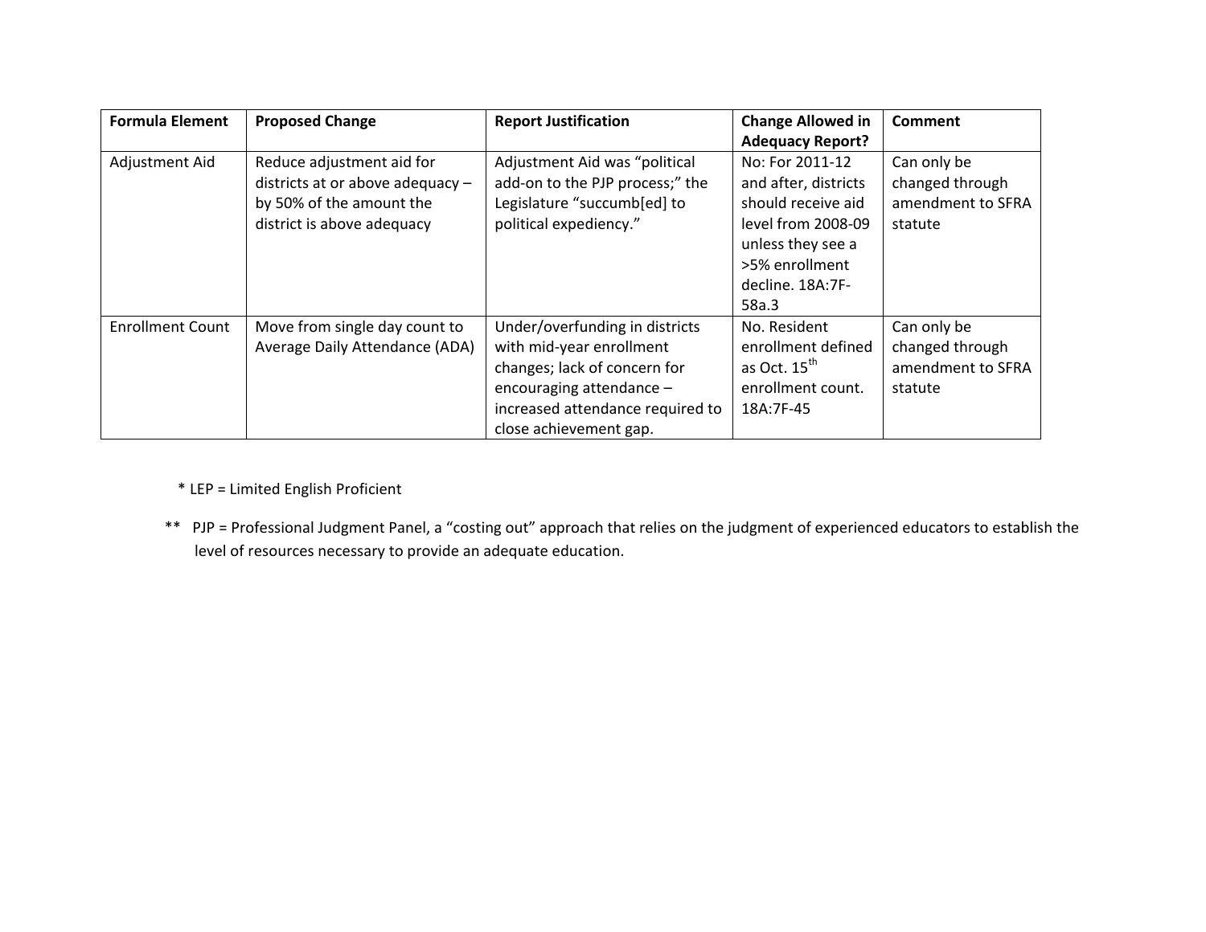| Formula Element | Proposed Change | Report Justification | Change Allowed in Adequacy Report? | Comment |
|---|---|---|---|---|
| Adjustment Aid | Reduce adjustment aid for districts at or above adequacy – by 50% of the amount the district is above adequacy | Adjustment Aid was "political add-on to the PJP process;" the Legislature "succumb[ed] to political expediency." | No: For 2011-12 and after, districts should receive aid level from 2008-09 unless they see a >5% enrollment decline. 18A:7F-58a.3 | Can only be changed through amendment to SFRA statute |
| Enrollment Count | Move from single day count to Average Daily Attendance (ADA) | Under/overfunding in districts with mid-year enrollment changes; lack of concern for encouraging attendance – increased attendance required to close achievement gap. | No. Resident enrollment defined as Oct. 15th enrollment count. 18A:7F-45 | Can only be changed through amendment to SFRA statute |

\* LEP = Limited English Proficient

\*\* PJP = Professional Judgment Panel, a "costing out" approach that relies on the judgment of experienced educators to establish the level of resources necessary to provide an adequate education.